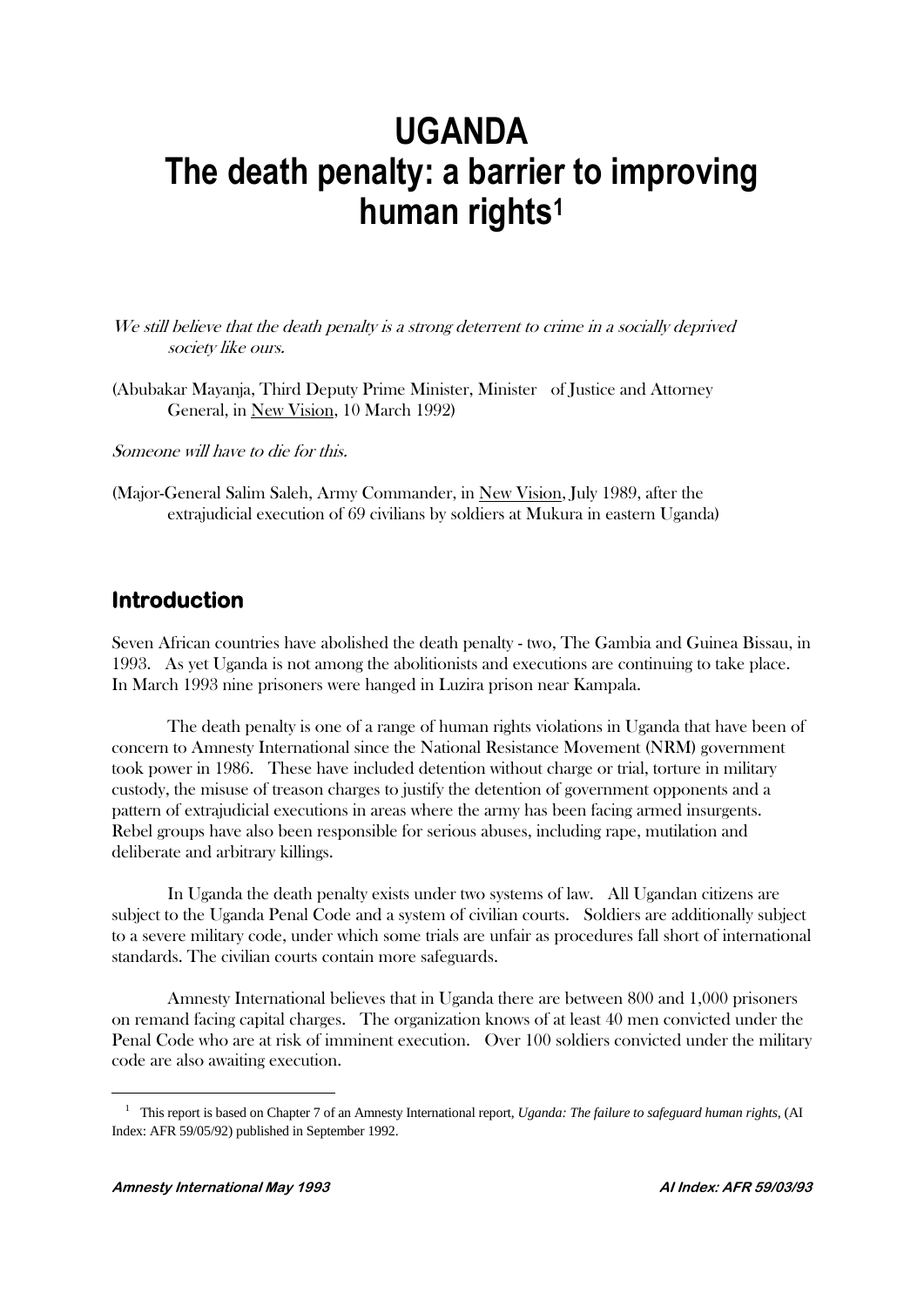# UGANDA
# The death penalty: a barrier to improving human rights[1]

*We still believe that the death penalty is a strong deterrent to crime in a socially deprived society like ours.*

(Abubakar Mayanja, Third Deputy Prime Minister, Minister of Justice and Attorney General, in New Vision, 10 March 1992)

*Someone will have to die for this.*

(Major-General Salim Saleh, Army Commander, in New Vision, July 1989, after the extrajudicial execution of 69 civilians by soldiers at Mukura in eastern Uganda)

## Introduction

Seven African countries have abolished the death penalty - two, The Gambia and Guinea Bissau, in 1993. As yet Uganda is not among the abolitionists and executions are continuing to take place. In March 1993 nine prisoners were hanged in Luzira prison near Kampala.

The death penalty is one of a range of human rights violations in Uganda that have been of concern to Amnesty International since the National Resistance Movement (NRM) government took power in 1986. These have included detention without charge or trial, torture in military custody, the misuse of treason charges to justify the detention of government opponents and a pattern of extrajudicial executions in areas where the army has been facing armed insurgents. Rebel groups have also been responsible for serious abuses, including rape, mutilation and deliberate and arbitrary killings.

In Uganda the death penalty exists under two systems of law. All Ugandan citizens are subject to the Uganda Penal Code and a system of civilian courts. Soldiers are additionally subject to a severe military code, under which some trials are unfair as procedures fall short of international standards. The civilian courts contain more safeguards.

Amnesty International believes that in Uganda there are between 800 and 1,000 prisoners on remand facing capital charges. The organization knows of at least 40 men convicted under the Penal Code who are at risk of imminent execution. Over 100 soldiers convicted under the military code are also awaiting execution.

---

[1] This report is based on Chapter 7 of an Amnesty International report, *Uganda: The failure to safeguard human rights,* (AI Index: AFR 59/05/92) published in September 1992.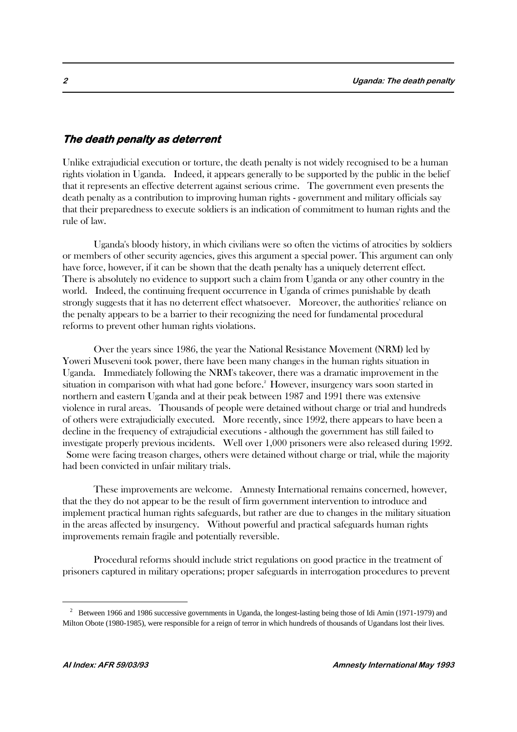## *The death penalty as deterrent*

Unlike extrajudicial execution or torture, the death penalty is not widely recognised to be a human rights violation in Uganda. Indeed, it appears generally to be supported by the public in the belief that it represents an effective deterrent against serious crime. The government even presents the death penalty as a contribution to improving human rights - government and military officials say that their preparedness to execute soldiers is an indication of commitment to human rights and the rule of law.

Uganda's bloody history, in which civilians were so often the victims of atrocities by soldiers or members of other security agencies, gives this argument a special power. This argument can only have force, however, if it can be shown that the death penalty has a uniquely deterrent effect. There is absolutely no evidence to support such a claim from Uganda or any other country in the world. Indeed, the continuing frequent occurrence in Uganda of crimes punishable by death strongly suggests that it has no deterrent effect whatsoever. Moreover, the authorities' reliance on the penalty appears to be a barrier to their recognizing the need for fundamental procedural reforms to prevent other human rights violations.

Over the years since 1986, the year the National Resistance Movement (NRM) led by Yoweri Museveni took power, there have been many changes in the human rights situation in Uganda. Immediately following the NRM's takeover, there was a dramatic improvement in the situation in comparison with what had gone before.[2] However, insurgency wars soon started in northern and eastern Uganda and at their peak between 1987 and 1991 there was extensive violence in rural areas. Thousands of people were detained without charge or trial and hundreds of others were extrajudicially executed. More recently, since 1992, there appears to have been a decline in the frequency of extrajudicial executions - although the government has still failed to investigate properly previous incidents. Well over 1,000 prisoners were also released during 1992. Some were facing treason charges, others were detained without charge or trial, while the majority had been convicted in unfair military trials.

These improvements are welcome. Amnesty International remains concerned, however, that the they do not appear to be the result of firm government intervention to introduce and implement practical human rights safeguards, but rather are due to changes in the military situation in the areas affected by insurgency. Without powerful and practical safeguards human rights improvements remain fragile and potentially reversible.

Procedural reforms should include strict regulations on good practice in the treatment of prisoners captured in military operations; proper safeguards in interrogation procedures to prevent

---

[2] Between 1966 and 1986 successive governments in Uganda, the longest-lasting being those of Idi Amin (1971-1979) and Milton Obote (1980-1985), were responsible for a reign of terror in which hundreds of thousands of Ugandans lost their lives.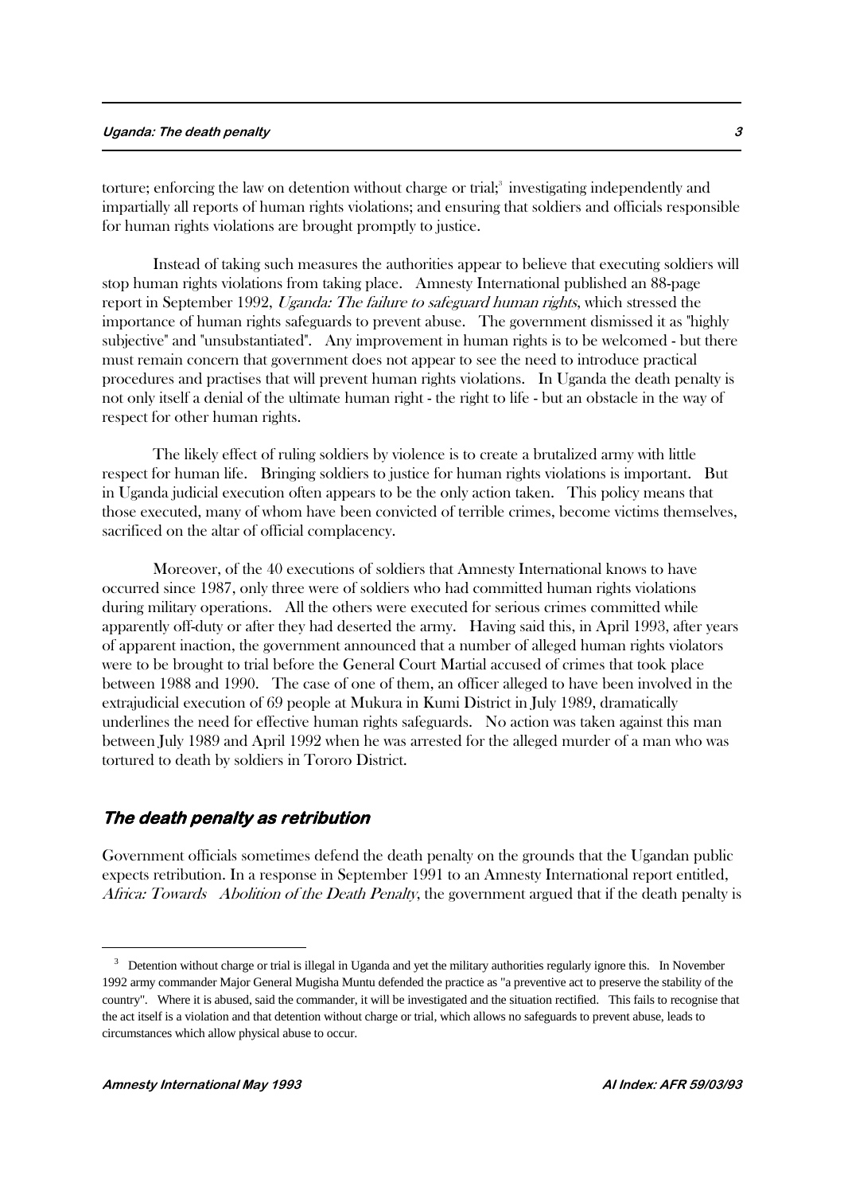torture; enforcing the law on detention without charge or trial;[3] investigating independently and impartially all reports of human rights violations; and ensuring that soldiers and officials responsible for human rights violations are brought promptly to justice.

Instead of taking such measures the authorities appear to believe that executing soldiers will stop human rights violations from taking place. Amnesty International published an 88-page report in September 1992, *Uganda: The failure to safeguard human rights*, which stressed the importance of human rights safeguards to prevent abuse. The government dismissed it as "highly subjective" and "unsubstantiated". Any improvement in human rights is to be welcomed - but there must remain concern that government does not appear to see the need to introduce practical procedures and practises that will prevent human rights violations. In Uganda the death penalty is not only itself a denial of the ultimate human right - the right to life - but an obstacle in the way of respect for other human rights.

The likely effect of ruling soldiers by violence is to create a brutalized army with little respect for human life. Bringing soldiers to justice for human rights violations is important. But in Uganda judicial execution often appears to be the only action taken. This policy means that those executed, many of whom have been convicted of terrible crimes, become victims themselves, sacrificed on the altar of official complacency.

Moreover, of the 40 executions of soldiers that Amnesty International knows to have occurred since 1987, only three were of soldiers who had committed human rights violations during military operations. All the others were executed for serious crimes committed while apparently off-duty or after they had deserted the army. Having said this, in April 1993, after years of apparent inaction, the government announced that a number of alleged human rights violators were to be brought to trial before the General Court Martial accused of crimes that took place between 1988 and 1990. The case of one of them, an officer alleged to have been involved in the extrajudicial execution of 69 people at Mukura in Kumi District in July 1989, dramatically underlines the need for effective human rights safeguards. No action was taken against this man between July 1989 and April 1992 when he was arrested for the alleged murder of a man who was tortured to death by soldiers in Tororo District.

## *The death penalty as retribution*

Government officials sometimes defend the death penalty on the grounds that the Ugandan public expects retribution. In a response in September 1991 to an Amnesty International report entitled, *Africa: Towards Abolition of the Death Penalty*, the government argued that if the death penalty is

---

[3] Detention without charge or trial is illegal in Uganda and yet the military authorities regularly ignore this. In November 1992 army commander Major General Mugisha Muntu defended the practice as "a preventive act to preserve the stability of the country". Where it is abused, said the commander, it will be investigated and the situation rectified. This fails to recognise that the act itself is a violation and that detention without charge or trial, which allows no safeguards to prevent abuse, leads to circumstances which allow physical abuse to occur.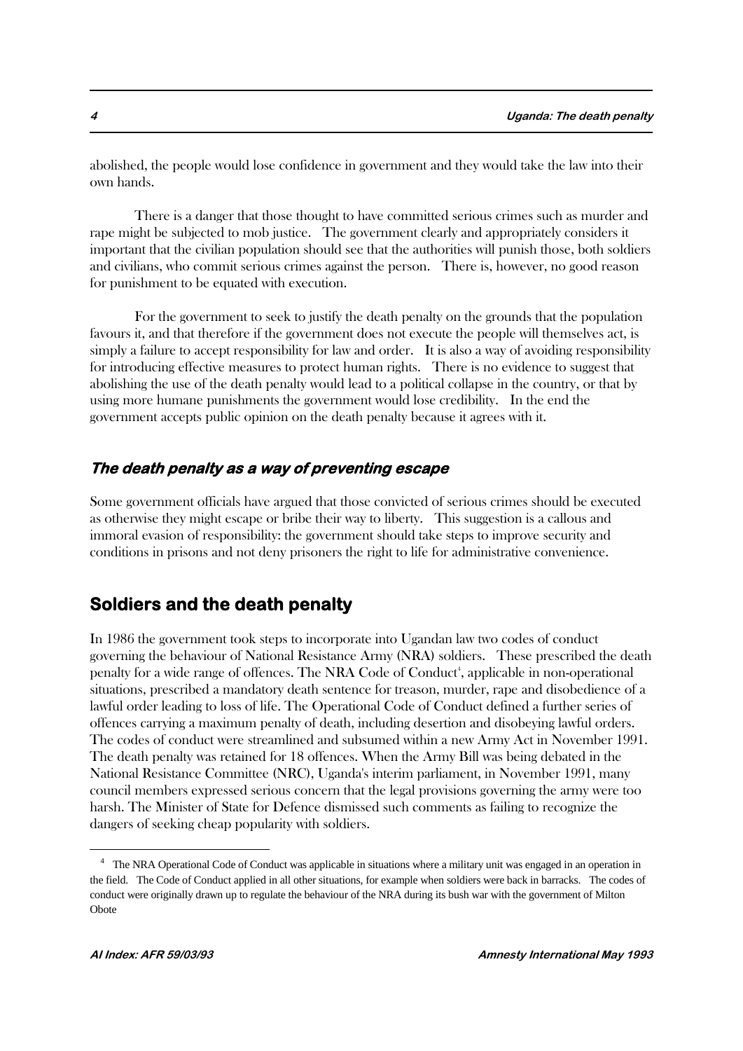abolished, the people would lose confidence in government and they would take the law into their own hands.

There is a danger that those thought to have committed serious crimes such as murder and rape might be subjected to mob justice. The government clearly and appropriately considers it important that the civilian population should see that the authorities will punish those, both soldiers and civilians, who commit serious crimes against the person. There is, however, no good reason for punishment to be equated with execution.

For the government to seek to justify the death penalty on the grounds that the population favours it, and that therefore if the government does not execute the people will themselves act, is simply a failure to accept responsibility for law and order. It is also a way of avoiding responsibility for introducing effective measures to protect human rights. There is no evidence to suggest that abolishing the use of the death penalty would lead to a political collapse in the country, or that by using more humane punishments the government would lose credibility. In the end the government accepts public opinion on the death penalty because it agrees with it.

### *The death penalty as a way of preventing escape*

Some government officials have argued that those convicted of serious crimes should be executed as otherwise they might escape or bribe their way to liberty. This suggestion is a callous and immoral evasion of responsibility: the government should take steps to improve security and conditions in prisons and not deny prisoners the right to life for administrative convenience.

## Soldiers and the death penalty

In 1986 the government took steps to incorporate into Ugandan law two codes of conduct governing the behaviour of National Resistance Army (NRA) soldiers. These prescribed the death penalty for a wide range of offences. The NRA Code of Conduct[4], applicable in non-operational situations, prescribed a mandatory death sentence for treason, murder, rape and disobedience of a lawful order leading to loss of life. The Operational Code of Conduct defined a further series of offences carrying a maximum penalty of death, including desertion and disobeying lawful orders. The codes of conduct were streamlined and subsumed within a new Army Act in November 1991. The death penalty was retained for 18 offences. When the Army Bill was being debated in the National Resistance Committee (NRC), Uganda's interim parliament, in November 1991, many council members expressed serious concern that the legal provisions governing the army were too harsh. The Minister of State for Defence dismissed such comments as failing to recognize the dangers of seeking cheap popularity with soldiers.

---

[4] The NRA Operational Code of Conduct was applicable in situations where a military unit was engaged in an operation in the field. The Code of Conduct applied in all other situations, for example when soldiers were back in barracks. The codes of conduct were originally drawn up to regulate the behaviour of the NRA during its bush war with the government of Milton Obote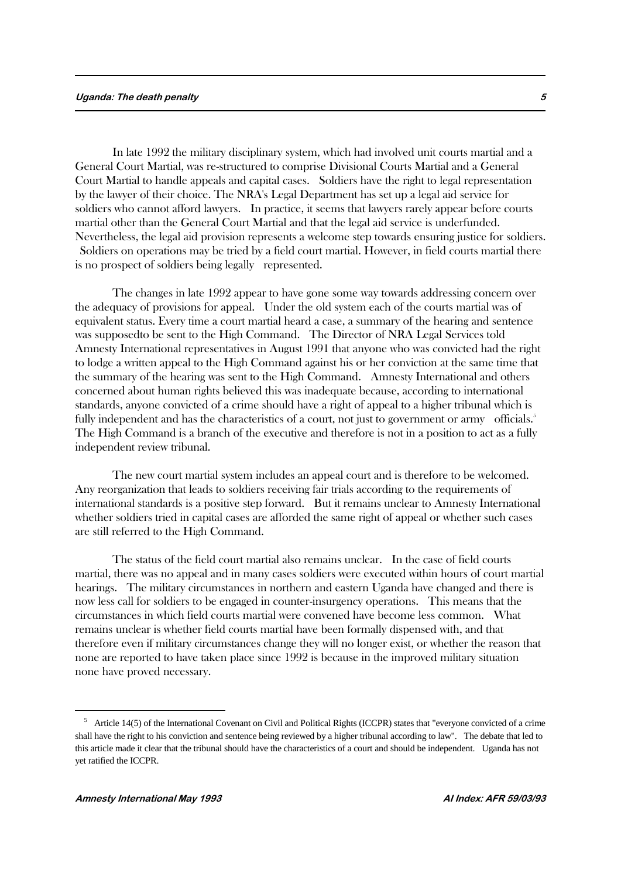In late 1992 the military disciplinary system, which had involved unit courts martial and a General Court Martial, was re-structured to comprise Divisional Courts Martial and a General Court Martial to handle appeals and capital cases. Soldiers have the right to legal representation by the lawyer of their choice. The NRA's Legal Department has set up a legal aid service for soldiers who cannot afford lawyers. In practice, it seems that lawyers rarely appear before courts martial other than the General Court Martial and that the legal aid service is underfunded. Nevertheless, the legal aid provision represents a welcome step towards ensuring justice for soldiers. Soldiers on operations may be tried by a field court martial. However, in field courts martial there is no prospect of soldiers being legally represented.

The changes in late 1992 appear to have gone some way towards addressing concern over the adequacy of provisions for appeal. Under the old system each of the courts martial was of equivalent status. Every time a court martial heard a case, a summary of the hearing and sentence was supposedto be sent to the High Command. The Director of NRA Legal Services told Amnesty International representatives in August 1991 that anyone who was convicted had the right to lodge a written appeal to the High Command against his or her conviction at the same time that the summary of the hearing was sent to the High Command. Amnesty International and others concerned about human rights believed this was inadequate because, according to international standards, anyone convicted of a crime should have a right of appeal to a higher tribunal which is fully independent and has the characteristics of a court, not just to government or army officials.[5] The High Command is a branch of the executive and therefore is not in a position to act as a fully independent review tribunal.

The new court martial system includes an appeal court and is therefore to be welcomed. Any reorganization that leads to soldiers receiving fair trials according to the requirements of international standards is a positive step forward. But it remains unclear to Amnesty International whether soldiers tried in capital cases are afforded the same right of appeal or whether such cases are still referred to the High Command.

The status of the field court martial also remains unclear. In the case of field courts martial, there was no appeal and in many cases soldiers were executed within hours of court martial hearings. The military circumstances in northern and eastern Uganda have changed and there is now less call for soldiers to be engaged in counter-insurgency operations. This means that the circumstances in which field courts martial were convened have become less common. What remains unclear is whether field courts martial have been formally dispensed with, and that therefore even if military circumstances change they will no longer exist, or whether the reason that none are reported to have taken place since 1992 is because in the improved military situation none have proved necessary.

---

[5] Article 14(5) of the International Covenant on Civil and Political Rights (ICCPR) states that "everyone convicted of a crime shall have the right to his conviction and sentence being reviewed by a higher tribunal according to law". The debate that led to this article made it clear that the tribunal should have the characteristics of a court and should be independent. Uganda has not yet ratified the ICCPR.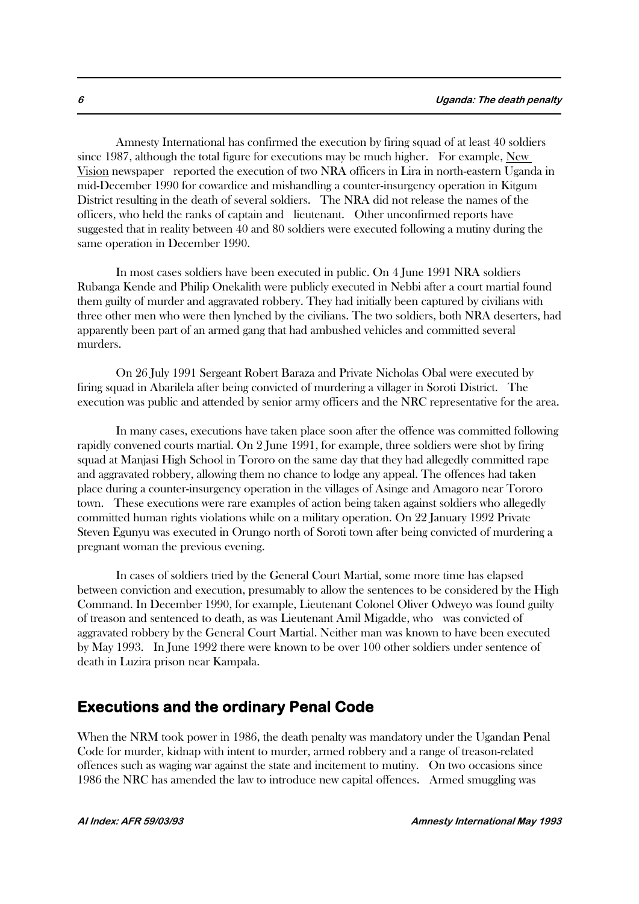Amnesty International has confirmed the execution by firing squad of at least 40 soldiers since 1987, although the total figure for executions may be much higher. For example, New Vision newspaper reported the execution of two NRA officers in Lira in north-eastern Uganda in mid-December 1990 for cowardice and mishandling a counter-insurgency operation in Kitgum District resulting in the death of several soldiers. The NRA did not release the names of the officers, who held the ranks of captain and lieutenant. Other unconfirmed reports have suggested that in reality between 40 and 80 soldiers were executed following a mutiny during the same operation in December 1990.

In most cases soldiers have been executed in public. On 4 June 1991 NRA soldiers Rubanga Kende and Philip Onekalith were publicly executed in Nebbi after a court martial found them guilty of murder and aggravated robbery. They had initially been captured by civilians with three other men who were then lynched by the civilians. The two soldiers, both NRA deserters, had apparently been part of an armed gang that had ambushed vehicles and committed several murders.

On 26 July 1991 Sergeant Robert Baraza and Private Nicholas Obal were executed by firing squad in Abarilela after being convicted of murdering a villager in Soroti District. The execution was public and attended by senior army officers and the NRC representative for the area.

In many cases, executions have taken place soon after the offence was committed following rapidly convened courts martial. On 2 June 1991, for example, three soldiers were shot by firing squad at Manjasi High School in Tororo on the same day that they had allegedly committed rape and aggravated robbery, allowing them no chance to lodge any appeal. The offences had taken place during a counter-insurgency operation in the villages of Asinge and Amagoro near Tororo town. These executions were rare examples of action being taken against soldiers who allegedly committed human rights violations while on a military operation. On 22 January 1992 Private Steven Egunyu was executed in Orungo north of Soroti town after being convicted of murdering a pregnant woman the previous evening.

In cases of soldiers tried by the General Court Martial, some more time has elapsed between conviction and execution, presumably to allow the sentences to be considered by the High Command. In December 1990, for example, Lieutenant Colonel Oliver Odweyo was found guilty of treason and sentenced to death, as was Lieutenant Amil Migadde, who was convicted of aggravated robbery by the General Court Martial. Neither man was known to have been executed by May 1993. In June 1992 there were known to be over 100 other soldiers under sentence of death in Luzira prison near Kampala.

## Executions and the ordinary Penal Code

When the NRM took power in 1986, the death penalty was mandatory under the Ugandan Penal Code for murder, kidnap with intent to murder, armed robbery and a range of treason-related offences such as waging war against the state and incitement to mutiny. On two occasions since 1986 the NRC has amended the law to introduce new capital offences. Armed smuggling was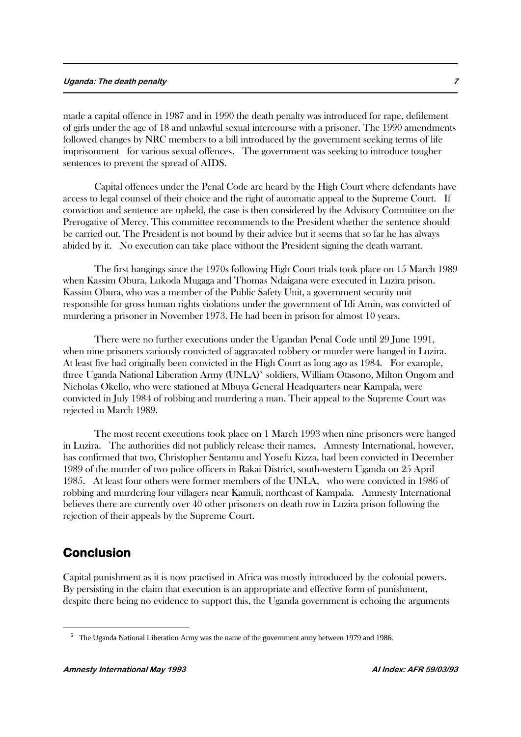made a capital offence in 1987 and in 1990 the death penalty was introduced for rape, defilement of girls under the age of 18 and unlawful sexual intercourse with a prisoner. The 1990 amendments followed changes by NRC members to a bill introduced by the government seeking terms of life imprisonment for various sexual offences. The government was seeking to introduce tougher sentences to prevent the spread of AIDS.

Capital offences under the Penal Code are heard by the High Court where defendants have access to legal counsel of their choice and the right of automatic appeal to the Supreme Court. If conviction and sentence are upheld, the case is then considered by the Advisory Committee on the Prerogative of Mercy. This committee recommends to the President whether the sentence should be carried out. The President is not bound by their advice but it seems that so far he has always abided by it. No execution can take place without the President signing the death warrant.

The first hangings since the 1970s following High Court trials took place on 15 March 1989 when Kassim Obura, Lukoda Mugaga and Thomas Ndaigana were executed in Luzira prison. Kassim Obura, who was a member of the Public Safety Unit, a government security unit responsible for gross human rights violations under the government of Idi Amin, was convicted of murdering a prisoner in November 1973. He had been in prison for almost 10 years.

There were no further executions under the Ugandan Penal Code until 29 June 1991, when nine prisoners variously convicted of aggravated robbery or murder were hanged in Luzira. At least five had originally been convicted in the High Court as long ago as 1984. For example, three Uganda National Liberation Army (UNLA)[6] soldiers, William Otasono, Milton Ongom and Nicholas Okello, who were stationed at Mbuya General Headquarters near Kampala, were convicted in July 1984 of robbing and murdering a man. Their appeal to the Supreme Court was rejected in March 1989.

The most recent executions took place on 1 March 1993 when nine prisoners were hanged in Luzira. The authorities did not publicly release their names. Amnesty International, however, has confirmed that two, Christopher Sentamu and Yosefu Kizza, had been convicted in December 1989 of the murder of two police officers in Rakai District, south-western Uganda on 25 April 1985. At least four others were former members of the UNLA, who were convicted in 1986 of robbing and murdering four villagers near Kamuli, northeast of Kampala. Amnesty International believes there are currently over 40 other prisoners on death row in Luzira prison following the rejection of their appeals by the Supreme Court.

## Conclusion

Capital punishment as it is now practised in Africa was mostly introduced by the colonial powers. By persisting in the claim that execution is an appropriate and effective form of punishment, despite there being no evidence to support this, the Uganda government is echoing the arguments

[6] The Uganda National Liberation Army was the name of the government army between 1979 and 1986.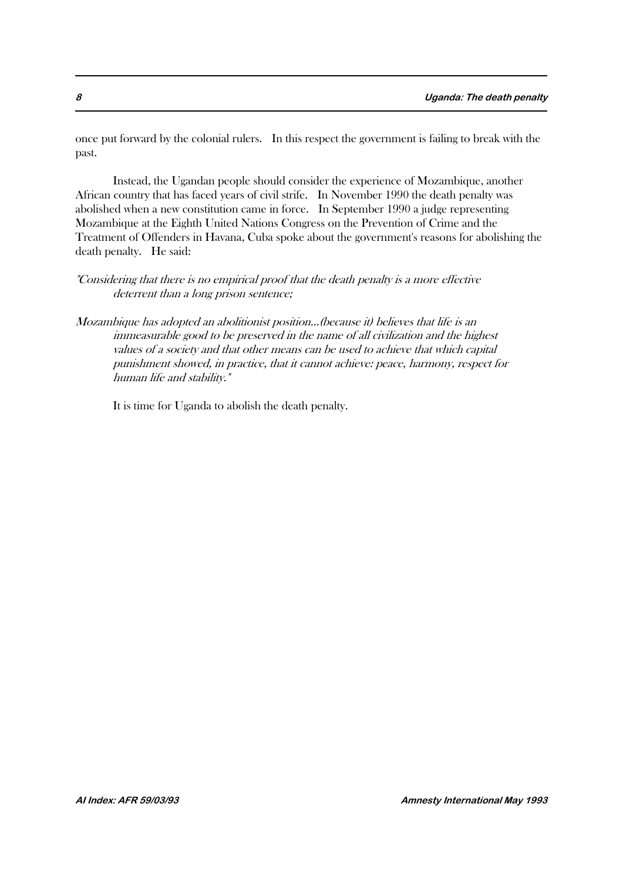once put forward by the colonial rulers. In this respect the government is failing to break with the past.

Instead, the Ugandan people should consider the experience of Mozambique, another African country that has faced years of civil strife. In November 1990 the death penalty was abolished when a new constitution came in force. In September 1990 a judge representing Mozambique at the Eighth United Nations Congress on the Prevention of Crime and the Treatment of Offenders in Havana, Cuba spoke about the government's reasons for abolishing the death penalty. He said:

*"Considering that there is no empirical proof that the death penalty is a more effective deterrent than a long prison sentence;*

*Mozambique has adopted an abolitionist position...(because it) believes that life is an immeasurable good to be preserved in the name of all civilization and the highest values of a society and that other means can be used to achieve that which capital punishment showed, in practice, that it cannot achieve: peace, harmony, respect for human life and stability."*

It is time for Uganda to abolish the death penalty.